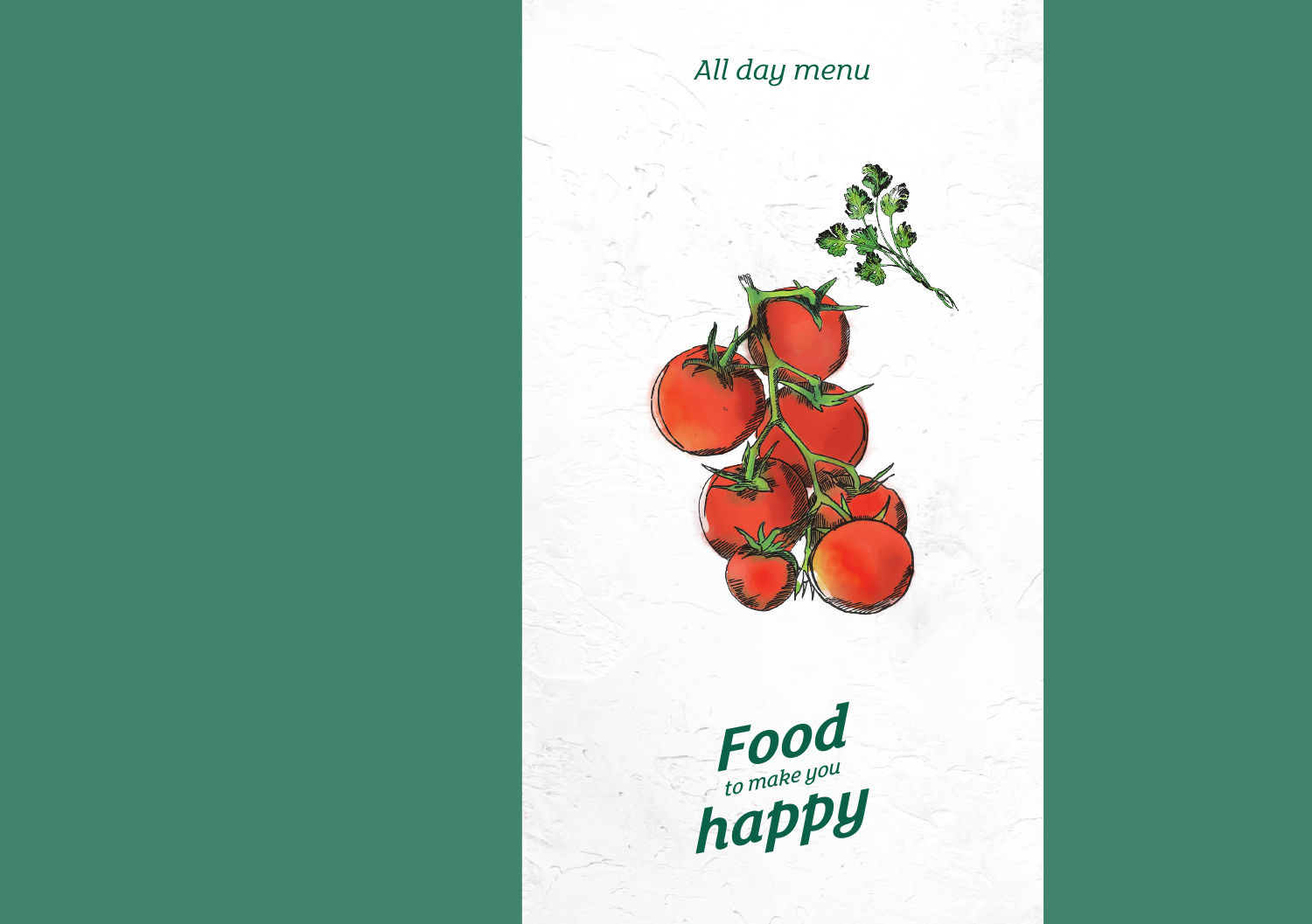*All day menu*

# *Food* *to make you* *happy*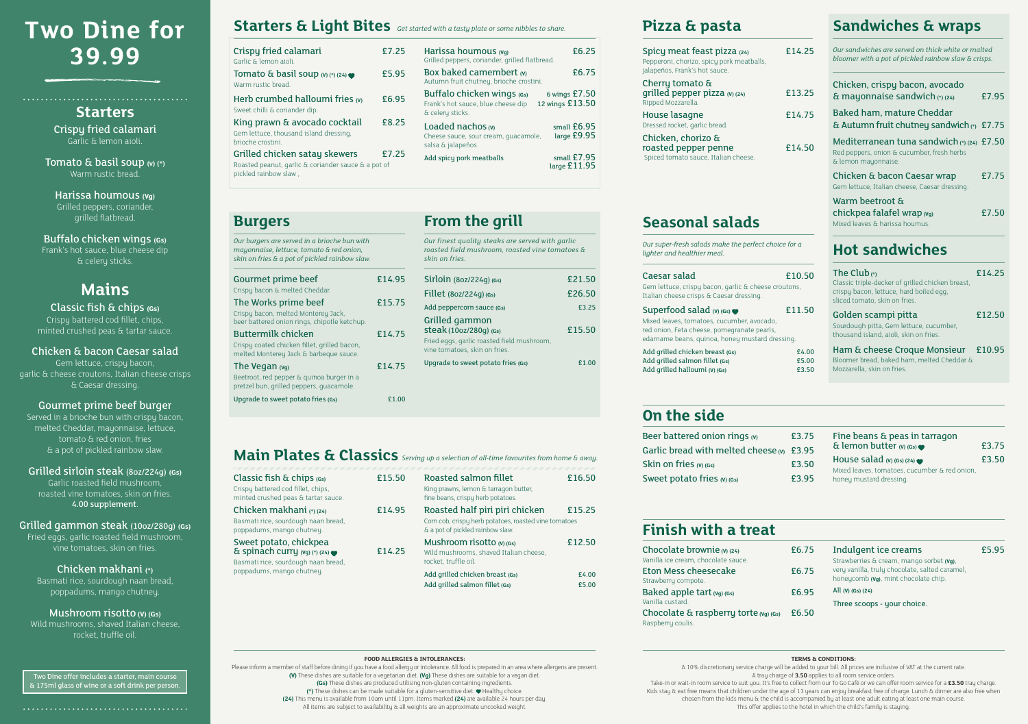# Two Dine for 39.99

## Starters

**Crispy fried calamari**
Garlic & lemon aioli.

**Tomato & basil soup (v) (\*)**
Warm rustic bread.

**Harissa houmous (Vg)**
Grilled peppers, coriander, grilled flatbread.

**Buffalo chicken wings (Gs)**
Frank's hot sauce, blue cheese dip & celery sticks.

## Mains

**Classic fish & chips (Gs)**
Crispy battered cod fillet, chips, minted crushed peas & tartar sauce.

**Chicken & bacon Caesar salad**
Gem lettuce, crispy bacon, garlic & cheese croutons, Italian cheese crisps & Caesar dressing.

**Gourmet prime beef burger**
Served in a brioche bun with crispy bacon, melted Cheddar, mayonnaise, lettuce, tomato & red onion, fries & a pot of pickled rainbow slaw.

**Grilled sirloin steak (8oz/224g) (Gs)**
Garlic roasted field mushroom, roasted vine tomatoes, skin on fries. **4.00 supplement**.

**Grilled gammon steak (10oz/280g) (Gs)**
Fried eggs, garlic roasted field mushroom, vine tomatoes, skin on fries.

**Chicken makhani (\*)**
Basmati rice, sourdough naan bread, poppadums, mango chutney.

**Mushroom risotto (V) (Gs)**
Wild mushrooms, shaved Italian cheese, rocket, truffle oil.

Two Dine offer includes a starter, main course & 175ml glass of wine or a soft drink per person.

## Starters & Light Bites
*Get started with a tasty plate or some nibbles to share.*

| | |
|---|---|
| **Crispy fried calamari** – Garlic & lemon aioli. | £7.25 |
| **Tomato & basil soup (V) (\*) (24) ♥** – Warm rustic bread. | £5.95 |
| **Herb crumbed halloumi fries (V)** – Sweet chilli & coriander dip. | £6.95 |
| **King prawn & avocado cocktail** – Gem lettuce, thousand island dressing, brioche crostini. | £8.25 |
| **Grilled chicken satay skewers** – Roasted peanut, garlic & coriander sauce & a pot of pickled rainbow slaw. | £7.25 |
| **Harissa houmous (Vg)** – Grilled peppers, coriander, grilled flatbread. | £6.25 |
| **Box baked camembert (V)** – Autumn fruit chutney, brioche crostini. | £6.75 |
| **Buffalo chicken wings (Gs)** – Frank's hot sauce, blue cheese dip & celery sticks. | 6 wings £7.50 / 12 wings £13.50 |
| **Loaded nachos (V)** – Cheese sauce, sour cream, guacamole, salsa & jalapeños. | small £6.95 / large £9.95 |
| Add spicy pork meatballs | small £7.95 / large £11.95 |

## Burgers
*Our burgers are served in a brioche bun with mayonnaise, lettuce, tomato & red onion, skin on fries & a pot of pickled rainbow slaw.*

| | |
|---|---|
| **Gourmet prime beef** – Crispy bacon & melted Cheddar. | £14.95 |
| **The Works prime beef** – Crispy bacon, melted Monterey Jack, beer battered onion rings, chipotle ketchup. | £15.75 |
| **Buttermilk chicken** – Crispy coated chicken fillet, grilled bacon, melted Monterey Jack & barbeque sauce. | £14.75 |
| **The Vegan (Vg)** – Beetroot, red pepper & quinoa burger in a pretzel bun, grilled peppers, guacamole. | £14.75 |
| Upgrade to sweet potato fries (Gs) | £1.00 |

## From the grill
*Our finest quality steaks are served with garlic roasted field mushroom, roasted vine tomatoes & skin on fries.*

| | |
|---|---|
| **Sirloin (8oz/224g) (Gs)** | £21.50 |
| **Fillet (8oz/280g) (Gs)** | £26.50 |
| Add peppercorn sauce (Gs) | £3.25 |
| **Grilled gammon steak (10oz/280g) (Gs)** – Fried eggs, garlic roasted field mushroom, vine tomatoes, skin on fries. | £15.50 |
| Upgrade to sweet potato fries (Gs) | £1.00 |

## Main Plates & Classics
*Serving up a selection of all-time favourites from home & away.*

| | |
|---|---|
| **Classic fish & chips (Gs)** – Crispy battered cod fillet, chips, minted crushed peas & tartar sauce. | £15.50 |
| **Chicken makhani (\*) (24)** – Basmati rice, sourdough naan bread, poppadums, mango chutney. | £14.95 |
| **Sweet potato, chickpea & spinach curry (Vg) (\*) (24) ♥** – Basmati rice, sourdough naan bread, poppadums, mango chutney. | £14.25 |
| **Roasted salmon fillet** – King prawns, lemon & tarragon butter, fine beans, crispy herb potatoes. | £16.50 |
| **Roasted half piri piri chicken** – Corn cob, crispy herb potatoes, roasted vine tomatoes & a pot of pickled rainbow slaw. | £15.25 |
| **Mushroom risotto (V) (Gs)** – Wild mushrooms, shaved Italian cheese, rocket, truffle oil. | £12.50 |
| Add grilled chicken breast (Gs) | £4.00 |
| Add grilled salmon fillet (Gs) | £5.00 |

## Pizza & pasta

| | |
|---|---|
| **Spicy meat feast pizza (24)** – Pepperoni, chorizo, spicy pork meatballs, jalapeños, Frank's hot sauce. | £14.25 |
| **Cherry tomato & grilled pepper pizza (V) (24)** – Ripped Mozzarella. | £13.25 |
| **House lasagne** – Dressed rocket, garlic bread. | £14.75 |
| **Chicken, chorizo & roasted pepper penne** – Spiced tomato sauce, Italian cheese. | £14.50 |

## Seasonal salads
*Our super-fresh salads make the perfect choice for a lighter and healthier meal.*

| | |
|---|---|
| **Caesar salad** – Gem lettuce, crispy bacon, garlic & cheese croutons, Italian cheese crisps & Caesar dressing. | £10.50 |
| **Superfood salad (V) (Gs) ♥** – Mixed leaves, tomatoes, cucumber, avocado, red onion, Feta cheese, pomegranate pearls, edamame beans, quinoa, honey mustard dressing. | £11.50 |
| Add grilled chicken breast (Gs) | £4.00 |
| Add grilled salmon fillet (Gs) | £5.00 |
| Add grilled halloumi (V) (Gs) | £3.50 |

## Sandwiches & wraps
*Our sandwiches are served on thick white or malted bloomer with a pot of pickled rainbow slaw & crisps.*

| | |
|---|---|
| **Chicken, crispy bacon, avocado & mayonnaise sandwich (\*) (24)** | £7.95 |
| **Baked ham, mature Cheddar & Autumn fruit chutney sandwich (\*)** | £7.75 |
| **Mediterranean tuna sandwich (\*) (24)** – Red peppers, onion & cucumber, fresh herbs & lemon mayonnaise. | £7.50 |
| **Chicken & bacon Caesar wrap** – Gem lettuce, Italian cheese, Caesar dressing. | £7.75 |
| **Warm beetroot & chickpea falafel wrap (Vg)** – Mixed leaves & harissa houmus. | £7.50 |

## Hot sandwiches

| | |
|---|---|
| **The Club (\*)** – Classic triple-decker of grilled chicken breast, crispy bacon, lettuce, hard boiled egg, sliced tomato, skin on fries. | £14.25 |
| **Golden sunset pitta** – Sourdough pitta, Gem lettuce, cucumber, thousand island, aioli, skin on fries. | £12.50 |
| **Ham & cheese Croque Monsieur** – Bloomer bread, baked ham, melted Cheddar & Mozzarella, skin on fries. | £10.95 |

## On the side

| | |
|---|---|
| Beer battered onion rings (V) | £3.75 |
| Garlic bread with melted cheese (V) | £3.95 |
| Skin on fries (V) (Gs) | £3.50 |
| Sweet potato fries (V) (Gs) | £3.95 |
| Fine beans & peas in tarragon & lemon butter (V) (Gs) ♥ | £3.75 |
| House salad (V) (Gs) (24) ♥ – Mixed leaves, tomatoes, cucumber & red onion, honey mustard dressing. | £3.50 |

## Finish with a treat

| | |
|---|---|
| **Chocolate brownie (V) (24)** – Vanilla ice cream, chocolate sauce. | £6.75 |
| **Eton Mess cheesecake** – Strawberry compote. | £6.75 |
| **Baked apple tart (Vg) (Gs)** – Vanilla custard. | £6.95 |
| **Chocolate & raspberry torte (Vg) (Gs)** – Raspberry coulis. | £6.50 |
| **Indulgent ice creams** – Strawberries & cream, mango sorbet (Vg), very vanilla, truly chocolate, salted caramel, honeycomb (Vg), mint chocolate chip. All (V) (Gs) (24). Three scoops - your choice. | £5.95 |

**FOOD ALLERGIES & INTOLERANCES:**
Please inform a member of staff before dining if you have a food allergy or intolerance. All food is prepared in an area where allergens are present.
**(V)** These dishes are suitable for a vegetarian diet. **(Vg)** These dishes are suitable for a vegan diet.
**(Gs)** These dishes are produced utilising non-gluten containing ingredients.
**(\*)** These dishes can be made suitable for a gluten-sensitive diet. ♥ Healthy choice.
**(24)** This menu is available from 10am until 11pm. Items marked **(24)** are available 24 hours per day.
All items are subject to availability & all weights are an approximate uncooked weight.

**TERMS & CONDITIONS:**
A 10% discretionary service charge will be added to your bill. All prices are inclusive of VAT at the current rate.
A tray charge of **3.50** applies to all room service orders.
Take-in or wait-in room service to suit you. It's free to collect from our To Go Café or we can offer room service for a **£3.50** tray charge.
Kids stay & eat free means that children under the age of 13 years can enjoy breakfast free of charge. Lunch & dinner are also free when chosen from the kids menu & the child is accompanied by at least one adult eating at least one main course.
This offer applies to the hotel in which the child's family is staying.